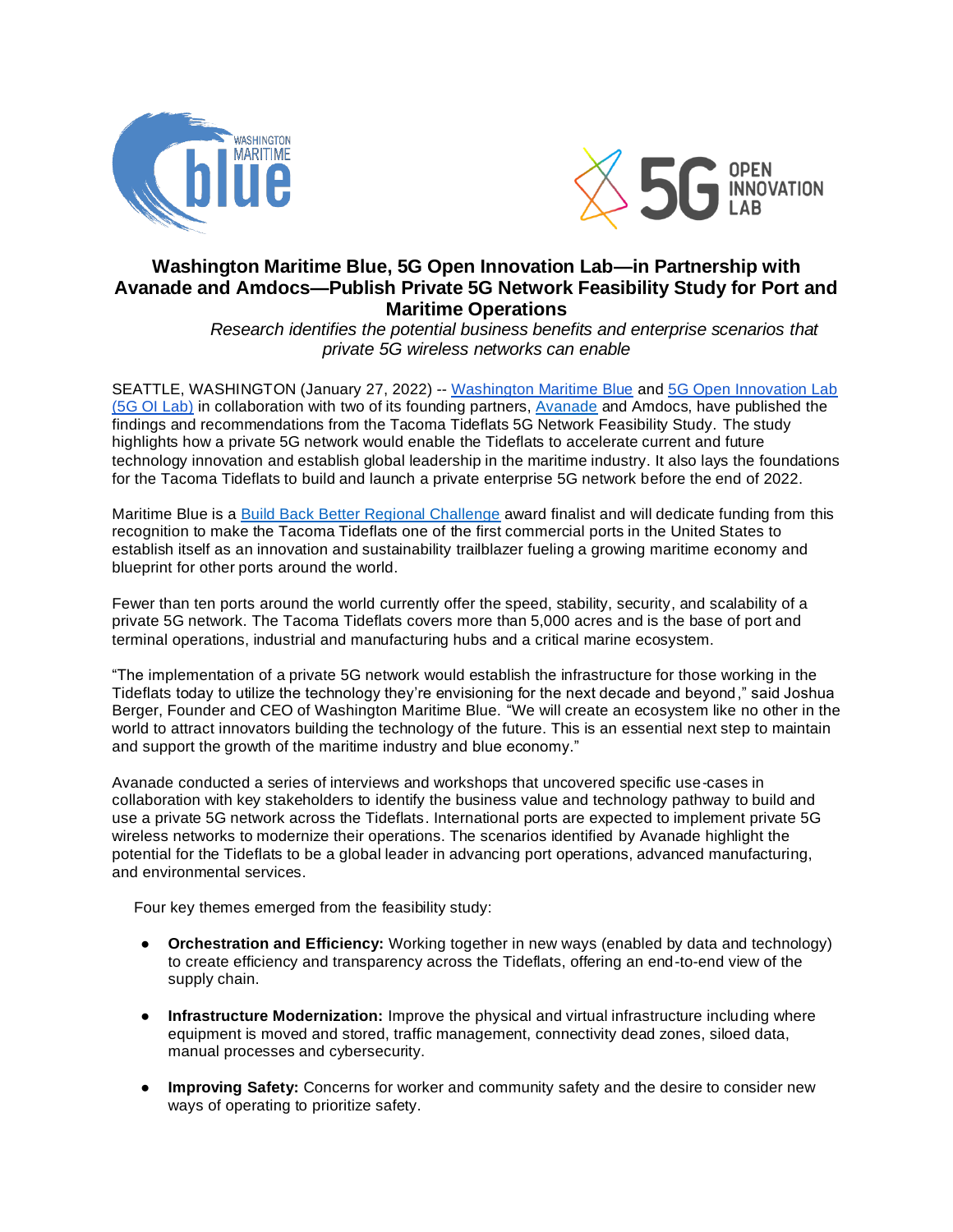# Washington Maritime Blue, 5G Open Innovation Lab—in Partnership with Avanade and Amdocs—Publish Private 5G Network Feasibility Study for Port and Maritime Operations

*Research identifies the potential business benefits and enterprise scenarios that private 5G wireless networks can enable*

SEATTLE, WASHINGTON (January 27, 2022) -- Washington Maritime Blue and 5G Open Innovation Lab (5G OI Lab) in collaboration with two of its founding partners, Avanade and Amdocs, have published the findings and recommendations from the Tacoma Tideflats 5G Network Feasibility Study. The study highlights how a private 5G network would enable the Tideflats to accelerate current and future technology innovation and establish global leadership in the maritime industry. It also lays the foundations for the Tacoma Tideflats to build and launch a private enterprise 5G network before the end of 2022.

Maritime Blue is a Build Back Better Regional Challenge award finalist and will dedicate funding from this recognition to make the Tacoma Tideflats one of the first commercial ports in the United States to establish itself as an innovation and sustainability trailblazer fueling a growing maritime economy and blueprint for other ports around the world.

Fewer than ten ports around the world currently offer the speed, stability, security, and scalability of a private 5G network. The Tacoma Tideflats covers more than 5,000 acres and is the base of port and terminal operations, industrial and manufacturing hubs and a critical marine ecosystem.

"The implementation of a private 5G network would establish the infrastructure for those working in the Tideflats today to utilize the technology they're envisioning for the next decade and beyond," said Joshua Berger, Founder and CEO of Washington Maritime Blue. "We will create an ecosystem like no other in the world to attract innovators building the technology of the future. This is an essential next step to maintain and support the growth of the maritime industry and blue economy."

Avanade conducted a series of interviews and workshops that uncovered specific use-cases in collaboration with key stakeholders to identify the business value and technology pathway to build and use a private 5G network across the Tideflats. International ports are expected to implement private 5G wireless networks to modernize their operations. The scenarios identified by Avanade highlight the potential for the Tideflats to be a global leader in advancing port operations, advanced manufacturing, and environmental services.

Four key themes emerged from the feasibility study:

- **Orchestration and Efficiency:** Working together in new ways (enabled by data and technology) to create efficiency and transparency across the Tideflats, offering an end-to-end view of the supply chain.
- **Infrastructure Modernization:** Improve the physical and virtual infrastructure including where equipment is moved and stored, traffic management, connectivity dead zones, siloed data, manual processes and cybersecurity.
- **Improving Safety:** Concerns for worker and community safety and the desire to consider new ways of operating to prioritize safety.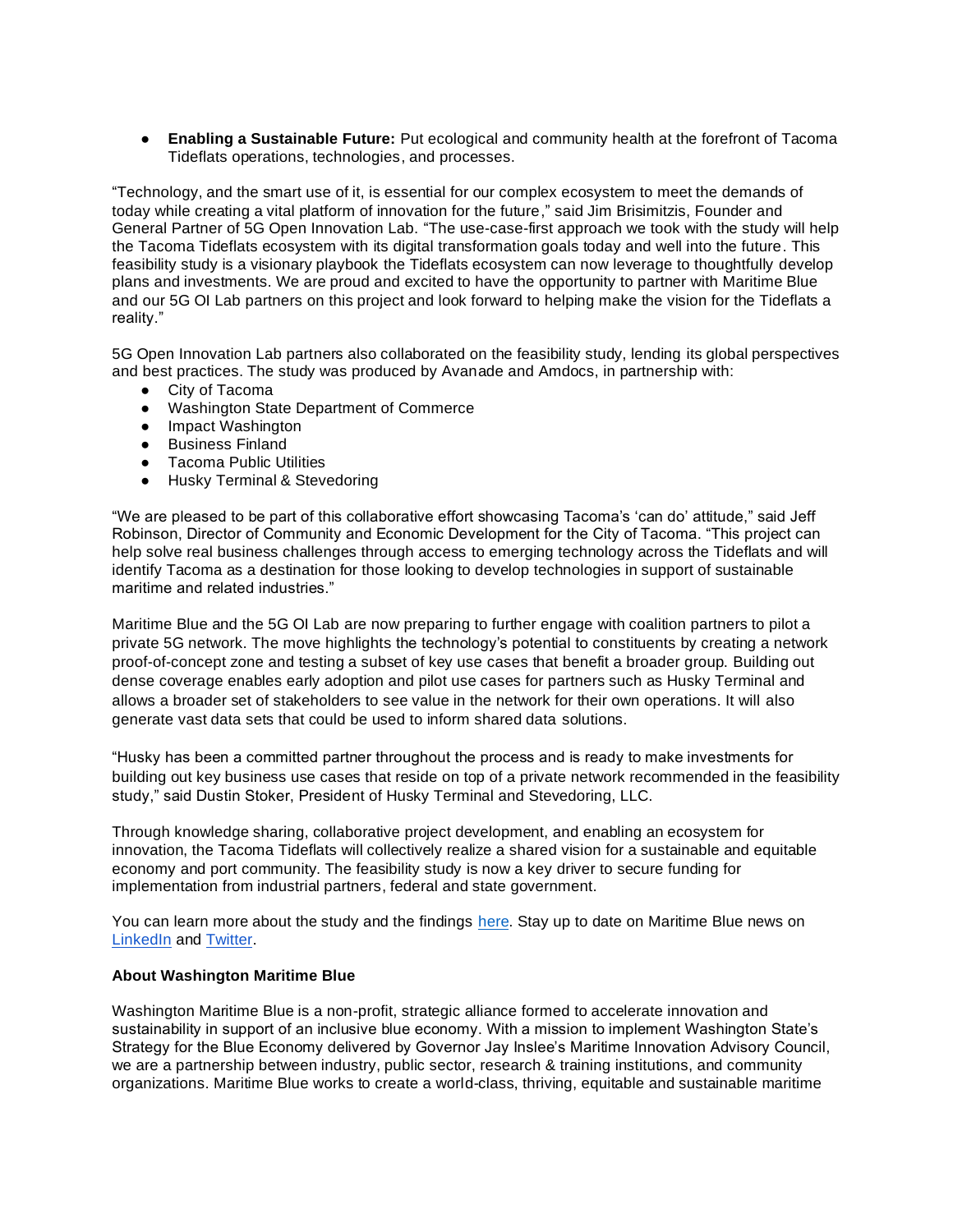- **Enabling a Sustainable Future:** Put ecological and community health at the forefront of Tacoma Tideflats operations, technologies, and processes.

"Technology, and the smart use of it, is essential for our complex ecosystem to meet the demands of today while creating a vital platform of innovation for the future," said Jim Brisimitzis, Founder and General Partner of 5G Open Innovation Lab. "The use-case-first approach we took with the study will help the Tacoma Tideflats ecosystem with its digital transformation goals today and well into the future. This feasibility study is a visionary playbook the Tideflats ecosystem can now leverage to thoughtfully develop plans and investments. We are proud and excited to have the opportunity to partner with Maritime Blue and our 5G OI Lab partners on this project and look forward to helping make the vision for the Tideflats a reality."

5G Open Innovation Lab partners also collaborated on the feasibility study, lending its global perspectives and best practices. The study was produced by Avanade and Amdocs, in partnership with:

- City of Tacoma
- Washington State Department of Commerce
- Impact Washington
- Business Finland
- Tacoma Public Utilities
- Husky Terminal & Stevedoring

"We are pleased to be part of this collaborative effort showcasing Tacoma's 'can do' attitude," said Jeff Robinson, Director of Community and Economic Development for the City of Tacoma. "This project can help solve real business challenges through access to emerging technology across the Tideflats and will identify Tacoma as a destination for those looking to develop technologies in support of sustainable maritime and related industries."

Maritime Blue and the 5G OI Lab are now preparing to further engage with coalition partners to pilot a private 5G network. The move highlights the technology's potential to constituents by creating a network proof-of-concept zone and testing a subset of key use cases that benefit a broader group. Building out dense coverage enables early adoption and pilot use cases for partners such as Husky Terminal and allows a broader set of stakeholders to see value in the network for their own operations. It will also generate vast data sets that could be used to inform shared data solutions.

"Husky has been a committed partner throughout the process and is ready to make investments for building out key business use cases that reside on top of a private network recommended in the feasibility study," said Dustin Stoker, President of Husky Terminal and Stevedoring, LLC.

Through knowledge sharing, collaborative project development, and enabling an ecosystem for innovation, the Tacoma Tideflats will collectively realize a shared vision for a sustainable and equitable economy and port community. The feasibility study is now a key driver to secure funding for implementation from industrial partners, federal and state government.

You can learn more about the study and the findings here. Stay up to date on Maritime Blue news on LinkedIn and Twitter.

**About Washington Maritime Blue**

Washington Maritime Blue is a non-profit, strategic alliance formed to accelerate innovation and sustainability in support of an inclusive blue economy. With a mission to implement Washington State's Strategy for the Blue Economy delivered by Governor Jay Inslee's Maritime Innovation Advisory Council, we are a partnership between industry, public sector, research & training institutions, and community organizations. Maritime Blue works to create a world-class, thriving, equitable and sustainable maritime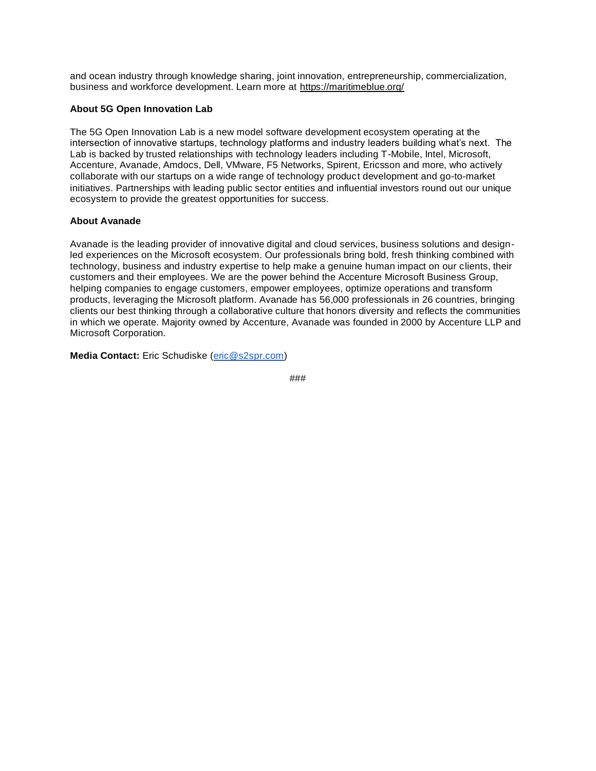and ocean industry through knowledge sharing, joint innovation, entrepreneurship, commercialization, business and workforce development. Learn more at https://maritimeblue.org/

**About 5G Open Innovation Lab**

The 5G Open Innovation Lab is a new model software development ecosystem operating at the intersection of innovative startups, technology platforms and industry leaders building what's next. The Lab is backed by trusted relationships with technology leaders including T-Mobile, Intel, Microsoft, Accenture, Avanade, Amdocs, Dell, VMware, F5 Networks, Spirent, Ericsson and more, who actively collaborate with our startups on a wide range of technology product development and go-to-market initiatives. Partnerships with leading public sector entities and influential investors round out our unique ecosystem to provide the greatest opportunities for success.

**About Avanade**

Avanade is the leading provider of innovative digital and cloud services, business solutions and design-led experiences on the Microsoft ecosystem. Our professionals bring bold, fresh thinking combined with technology, business and industry expertise to help make a genuine human impact on our clients, their customers and their employees. We are the power behind the Accenture Microsoft Business Group, helping companies to engage customers, empower employees, optimize operations and transform products, leveraging the Microsoft platform. Avanade has 56,000 professionals in 26 countries, bringing clients our best thinking through a collaborative culture that honors diversity and reflects the communities in which we operate. Majority owned by Accenture, Avanade was founded in 2000 by Accenture LLP and Microsoft Corporation.

**Media Contact:** Eric Schudiske (eric@s2spr.com)

###